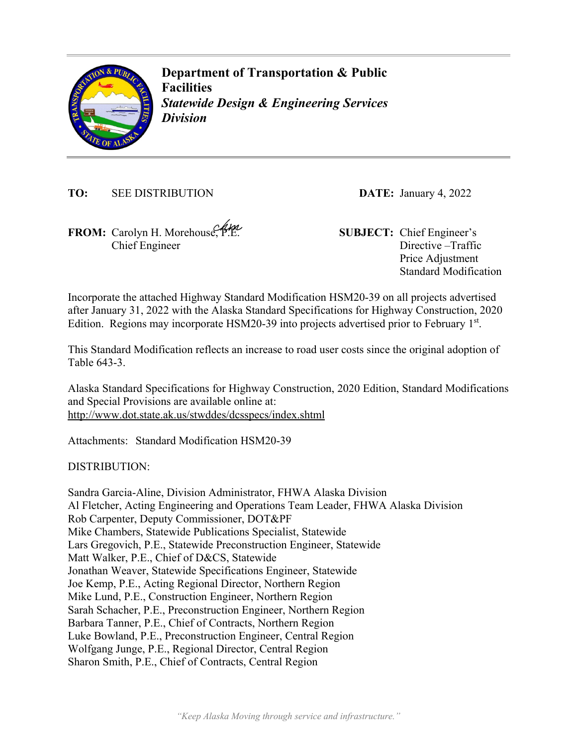**Department of Transportation & Public Facilities**
***Statewide Design & Engineering Services Division***

**TO:** SEE DISTRIBUTION

**DATE:** January 4, 2022

**FROM:** Carolyn H. Morehouse, P.E.
Chief Engineer

**SUBJECT:** Chief Engineer's Directive –Traffic Price Adjustment Standard Modification

Incorporate the attached Highway Standard Modification HSM20-39 on all projects advertised after January 31, 2022 with the Alaska Standard Specifications for Highway Construction, 2020 Edition. Regions may incorporate HSM20-39 into projects advertised prior to February 1st.

This Standard Modification reflects an increase to road user costs since the original adoption of Table 643-3.

Alaska Standard Specifications for Highway Construction, 2020 Edition, Standard Modifications and Special Provisions are available online at:
http://www.dot.state.ak.us/stwddes/dcsspecs/index.shtml

Attachments: Standard Modification HSM20-39

DISTRIBUTION:

Sandra Garcia-Aline, Division Administrator, FHWA Alaska Division
Al Fletcher, Acting Engineering and Operations Team Leader, FHWA Alaska Division
Rob Carpenter, Deputy Commissioner, DOT&PF
Mike Chambers, Statewide Publications Specialist, Statewide
Lars Gregovich, P.E., Statewide Preconstruction Engineer, Statewide
Matt Walker, P.E., Chief of D&CS, Statewide
Jonathan Weaver, Statewide Specifications Engineer, Statewide
Joe Kemp, P.E., Acting Regional Director, Northern Region
Mike Lund, P.E., Construction Engineer, Northern Region
Sarah Schacher, P.E., Preconstruction Engineer, Northern Region
Barbara Tanner, P.E., Chief of Contracts, Northern Region
Luke Bowland, P.E., Preconstruction Engineer, Central Region
Wolfgang Junge, P.E., Regional Director, Central Region
Sharon Smith, P.E., Chief of Contracts, Central Region

*"Keep Alaska Moving through service and infrastructure."*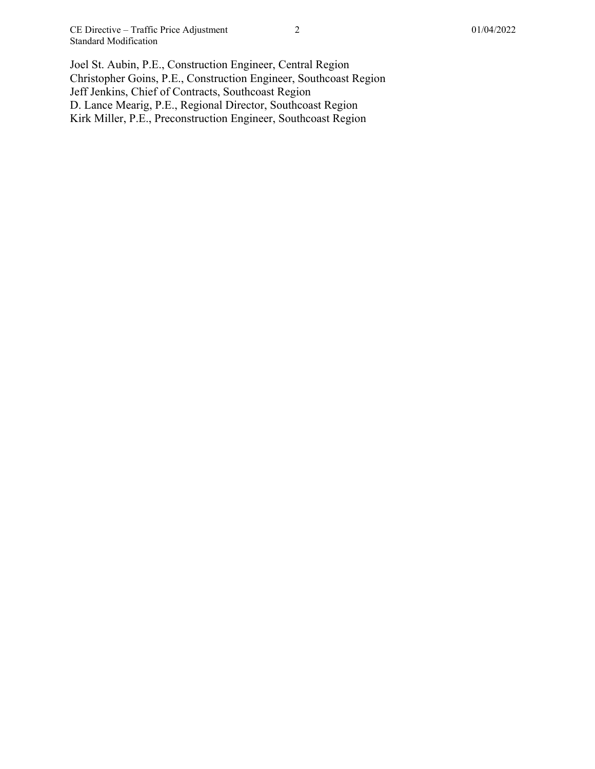Joel St. Aubin, P.E., Construction Engineer, Central Region
Christopher Goins, P.E., Construction Engineer, Southcoast Region
Jeff Jenkins, Chief of Contracts, Southcoast Region
D. Lance Mearig, P.E., Regional Director, Southcoast Region
Kirk Miller, P.E., Preconstruction Engineer, Southcoast Region